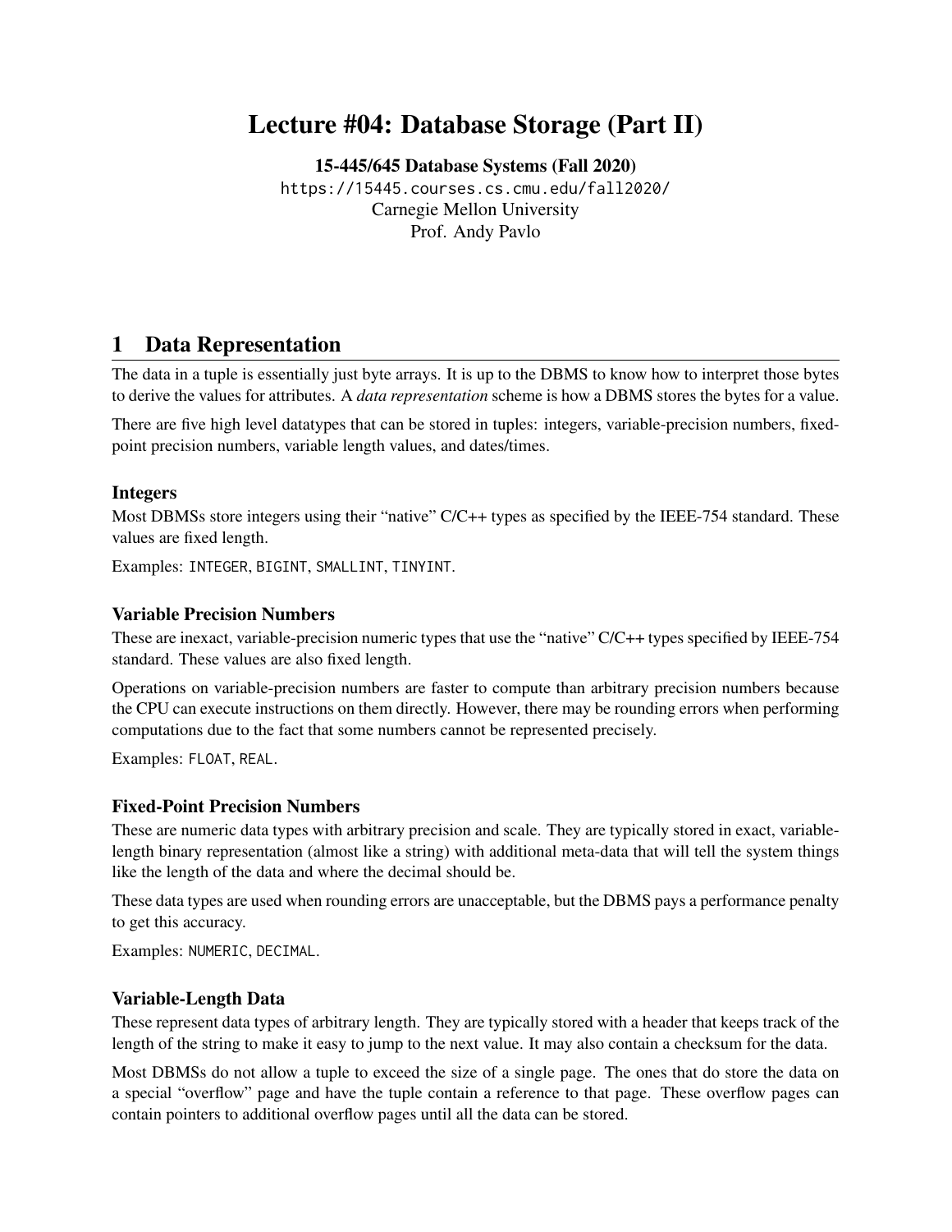# Lecture #04: Database Storage (Part II)

**15-445/645 Database Systems (Fall 2020)**

https://15445.courses.cs.cmu.edu/fall2020/

Carnegie Mellon University

Prof. Andy Pavlo

## 1 Data Representation

The data in a tuple is essentially just byte arrays. It is up to the DBMS to know how to interpret those bytes to derive the values for attributes. A *data representation* scheme is how a DBMS stores the bytes for a value.

There are five high level datatypes that can be stored in tuples: integers, variable-precision numbers, fixed-point precision numbers, variable length values, and dates/times.

### Integers

Most DBMSs store integers using their "native" C/C++ types as specified by the IEEE-754 standard. These values are fixed length.

Examples: `INTEGER`, `BIGINT`, `SMALLINT`, `TINYINT`.

### Variable Precision Numbers

These are inexact, variable-precision numeric types that use the "native" C/C++ types specified by IEEE-754 standard. These values are also fixed length.

Operations on variable-precision numbers are faster to compute than arbitrary precision numbers because the CPU can execute instructions on them directly. However, there may be rounding errors when performing computations due to the fact that some numbers cannot be represented precisely.

Examples: `FLOAT`, `REAL`.

### Fixed-Point Precision Numbers

These are numeric data types with arbitrary precision and scale. They are typically stored in exact, variable-length binary representation (almost like a string) with additional meta-data that will tell the system things like the length of the data and where the decimal should be.

These data types are used when rounding errors are unacceptable, but the DBMS pays a performance penalty to get this accuracy.

Examples: `NUMERIC`, `DECIMAL`.

### Variable-Length Data

These represent data types of arbitrary length. They are typically stored with a header that keeps track of the length of the string to make it easy to jump to the next value. It may also contain a checksum for the data.

Most DBMSs do not allow a tuple to exceed the size of a single page. The ones that do store the data on a special "overflow" page and have the tuple contain a reference to that page. These overflow pages can contain pointers to additional overflow pages until all the data can be stored.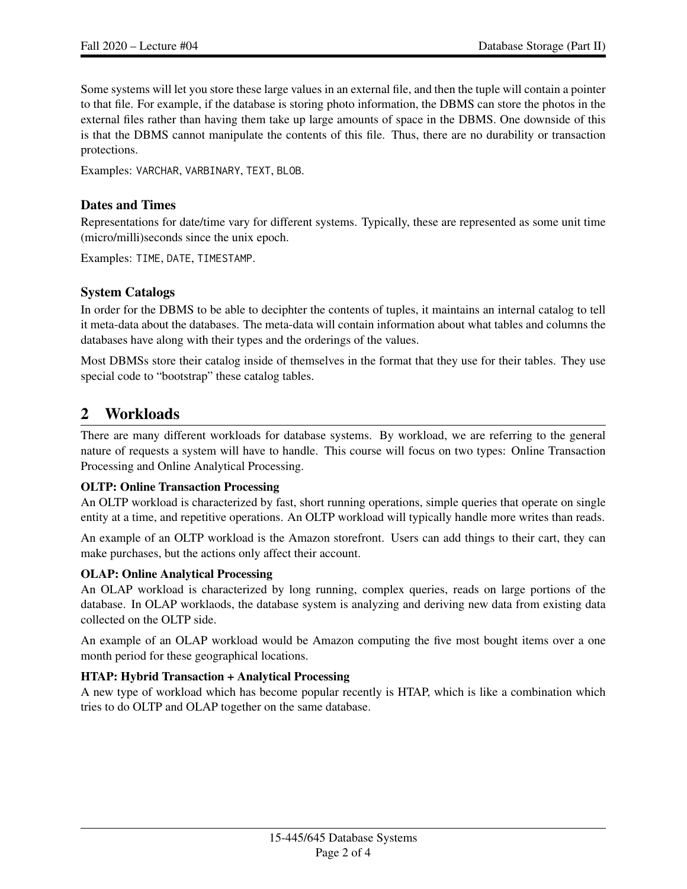Some systems will let you store these large values in an external file, and then the tuple will contain a pointer to that file. For example, if the database is storing photo information, the DBMS can store the photos in the external files rather than having them take up large amounts of space in the DBMS. One downside of this is that the DBMS cannot manipulate the contents of this file. Thus, there are no durability or transaction protections.

Examples: VARCHAR, VARBINARY, TEXT, BLOB.

### Dates and Times

Representations for date/time vary for different systems. Typically, these are represented as some unit time (micro/milli)seconds since the unix epoch.

Examples: TIME, DATE, TIMESTAMP.

### System Catalogs

In order for the DBMS to be able to deciphter the contents of tuples, it maintains an internal catalog to tell it meta-data about the databases. The meta-data will contain information about what tables and columns the databases have along with their types and the orderings of the values.

Most DBMSs store their catalog inside of themselves in the format that they use for their tables. They use special code to "bootstrap" these catalog tables.

## 2 Workloads

There are many different workloads for database systems. By workload, we are referring to the general nature of requests a system will have to handle. This course will focus on two types: Online Transaction Processing and Online Analytical Processing.

**OLTP: Online Transaction Processing**

An OLTP workload is characterized by fast, short running operations, simple queries that operate on single entity at a time, and repetitive operations. An OLTP workload will typically handle more writes than reads.

An example of an OLTP workload is the Amazon storefront. Users can add things to their cart, they can make purchases, but the actions only affect their account.

**OLAP: Online Analytical Processing**

An OLAP workload is characterized by long running, complex queries, reads on large portions of the database. In OLAP worklaods, the database system is analyzing and deriving new data from existing data collected on the OLTP side.

An example of an OLAP workload would be Amazon computing the five most bought items over a one month period for these geographical locations.

**HTAP: Hybrid Transaction + Analytical Processing**

A new type of workload which has become popular recently is HTAP, which is like a combination which tries to do OLTP and OLAP together on the same database.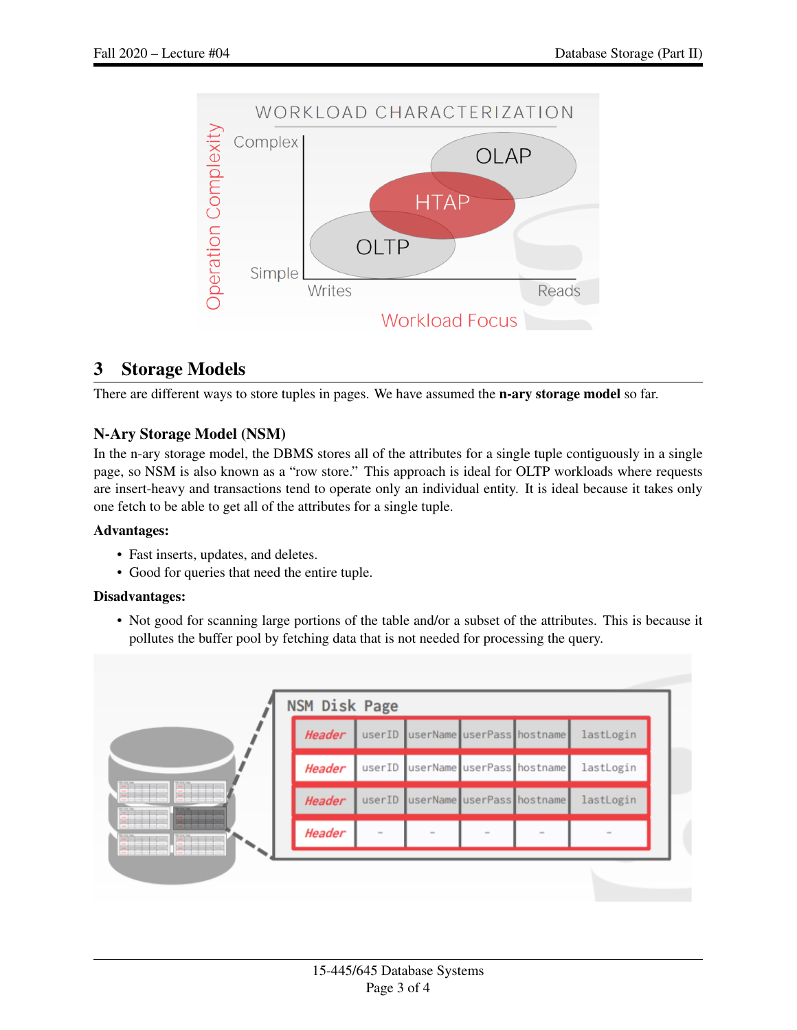## 3 Storage Models

There are different ways to store tuples in pages. We have assumed the **n-ary storage model** so far.

### N-Ary Storage Model (NSM)

In the n-ary storage model, the DBMS stores all of the attributes for a single tuple contiguously in a single page, so NSM is also known as a "row store." This approach is ideal for OLTP workloads where requests are insert-heavy and transactions tend to operate only an individual entity. It is ideal because it takes only one fetch to be able to get all of the attributes for a single tuple.

**Advantages:**

- Fast inserts, updates, and deletes.
- Good for queries that need the entire tuple.

**Disadvantages:**

- Not good for scanning large portions of the table and/or a subset of the attributes. This is because it pollutes the buffer pool by fetching data that is not needed for processing the query.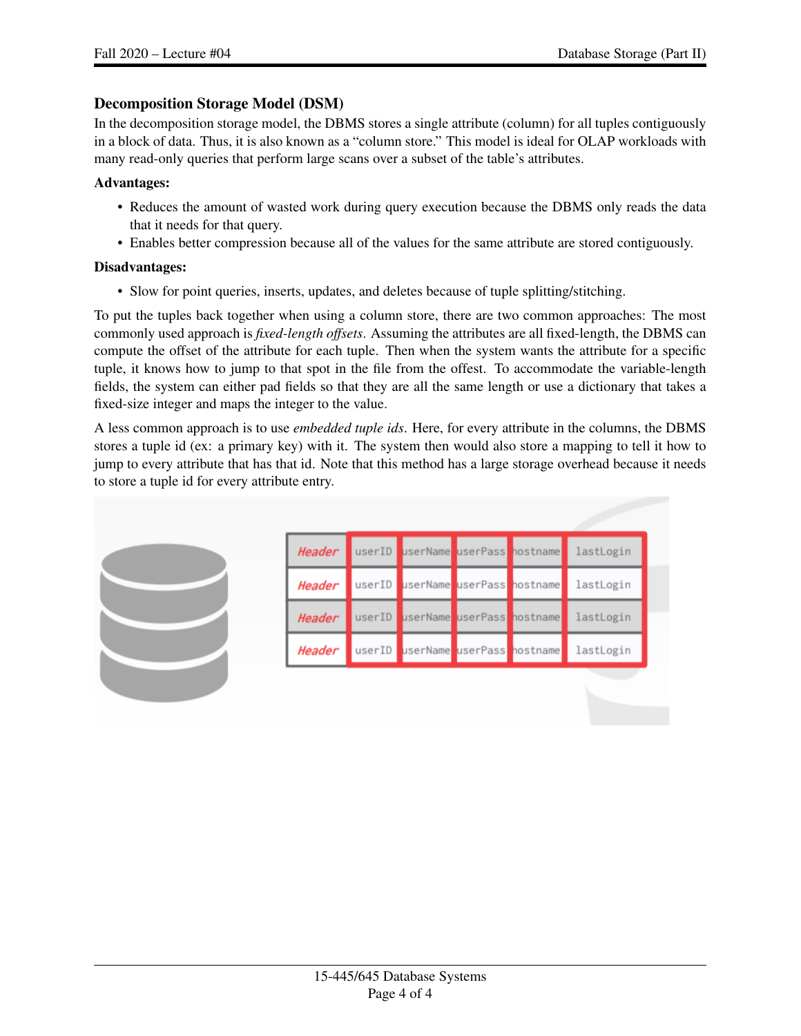### Decomposition Storage Model (DSM)

In the decomposition storage model, the DBMS stores a single attribute (column) for all tuples contiguously in a block of data. Thus, it is also known as a "column store." This model is ideal for OLAP workloads with many read-only queries that perform large scans over a subset of the table's attributes.

**Advantages:**

- Reduces the amount of wasted work during query execution because the DBMS only reads the data that it needs for that query.
- Enables better compression because all of the values for the same attribute are stored contiguously.

**Disadvantages:**

- Slow for point queries, inserts, updates, and deletes because of tuple splitting/stitching.

To put the tuples back together when using a column store, there are two common approaches: The most commonly used approach is *fixed-length offsets*. Assuming the attributes are all fixed-length, the DBMS can compute the offset of the attribute for each tuple. Then when the system wants the attribute for a specific tuple, it knows how to jump to that spot in the file from the offest. To accommodate the variable-length fields, the system can either pad fields so that they are all the same length or use a dictionary that takes a fixed-size integer and maps the integer to the value.

A less common approach is to use *embedded tuple ids*. Here, for every attribute in the columns, the DBMS stores a tuple id (ex: a primary key) with it. The system then would also store a mapping to tell it how to jump to every attribute that has that id. Note that this method has a large storage overhead because it needs to store a tuple id for every attribute entry.